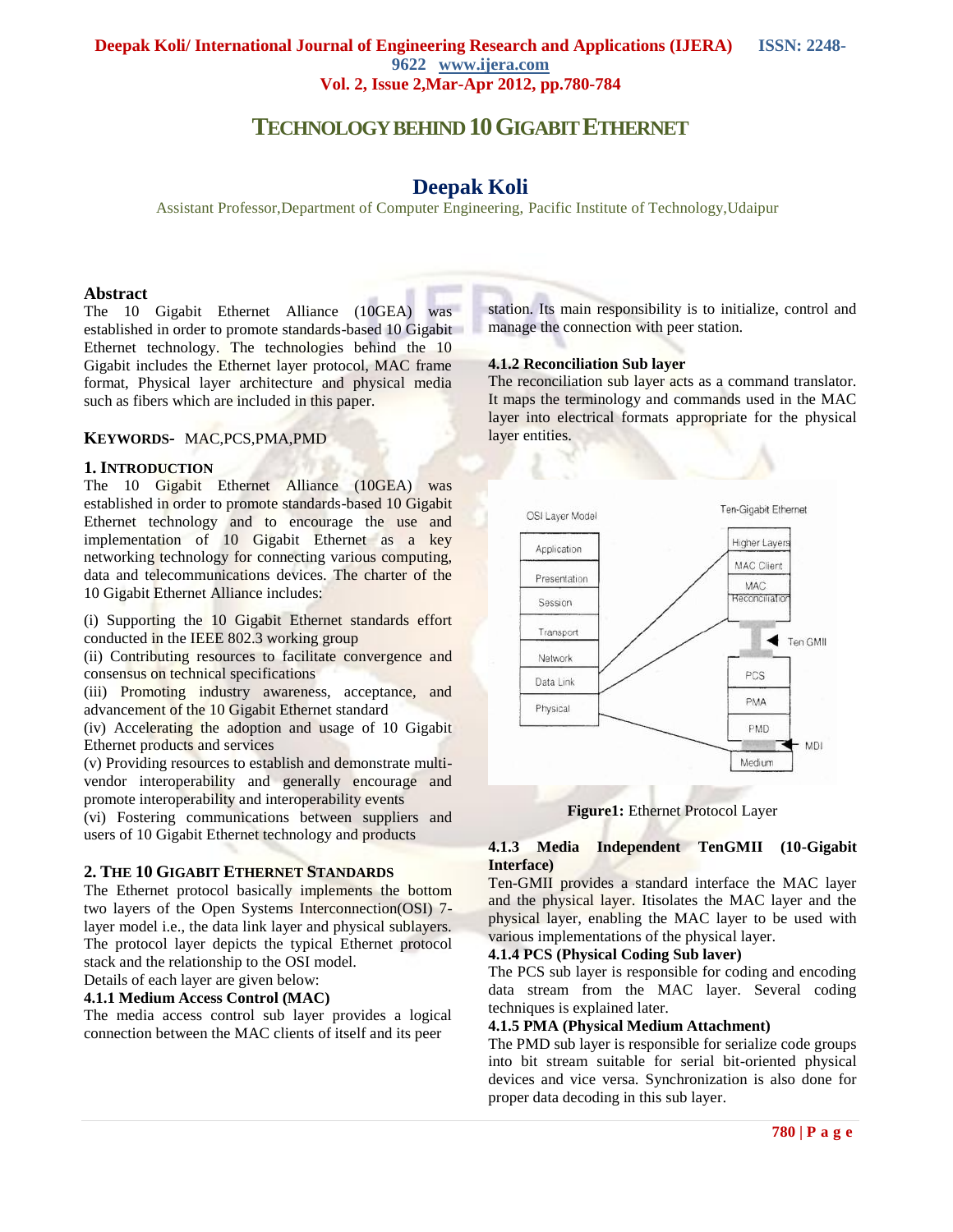# TECHNOLOGY BEHIND 10 GIGABIT ETHERNET

## Deepak Koli

Assistant Professor,Department of Computer Engineering, Pacific Institute of Technology,Udaipur

### Abstract

The 10 Gigabit Ethernet Alliance (10GEA) was established in order to promote standards-based 10 Gigabit Ethernet technology. The technologies behind the 10 Gigabit includes the Ethernet layer protocol, MAC frame format, Physical layer architecture and physical media such as fibers which are included in this paper.

**KEYWORDS-** MAC,PCS,PMA,PMD

## 1. INTRODUCTION

The 10 Gigabit Ethernet Alliance (10GEA) was established in order to promote standards-based 10 Gigabit Ethernet technology and to encourage the use and implementation of 10 Gigabit Ethernet as a key networking technology for connecting various computing, data and telecommunications devices. The charter of the 10 Gigabit Ethernet Alliance includes:

(i) Supporting the 10 Gigabit Ethernet standards effort conducted in the IEEE 802.3 working group
(ii) Contributing resources to facilitate convergence and consensus on technical specifications
(iii) Promoting industry awareness, acceptance, and advancement of the 10 Gigabit Ethernet standard
(iv) Accelerating the adoption and usage of 10 Gigabit Ethernet products and services
(v) Providing resources to establish and demonstrate multi-vendor interoperability and generally encourage and promote interoperability and interoperability events
(vi) Fostering communications between suppliers and users of 10 Gigabit Ethernet technology and products

## 2. THE 10 GIGABIT ETHERNET STANDARDS

The Ethernet protocol basically implements the bottom two layers of the Open Systems Interconnection(OSI) 7-layer model i.e., the data link layer and physical sublayers. The protocol layer depicts the typical Ethernet protocol stack and the relationship to the OSI model.
Details of each layer are given below:

#### 4.1.1 Medium Access Control (MAC)

The media access control sub layer provides a logical connection between the MAC clients of itself and its peer station. Its main responsibility is to initialize, control and manage the connection with peer station.

#### 4.1.2 Reconciliation Sub layer

The reconciliation sub layer acts as a command translator. It maps the terminology and commands used in the MAC layer into electrical formats appropriate for the physical layer entities.

**Figure1:** Ethernet Protocol Layer

#### 4.1.3 Media Independent TenGMII (10-Gigabit Interface)

Ten-GMII provides a standard interface the MAC layer and the physical layer. Itisolates the MAC layer and the physical layer, enabling the MAC layer to be used with various implementations of the physical layer.

#### 4.1.4 PCS (Physical Coding Sub laver)

The PCS sub layer is responsible for coding and encoding data stream from the MAC layer. Several coding techniques is explained later.

#### 4.1.5 PMA (Physical Medium Attachment)

The PMD sub layer is responsible for serialize code groups into bit stream suitable for serial bit-oriented physical devices and vice versa. Synchronization is also done for proper data decoding in this sub layer.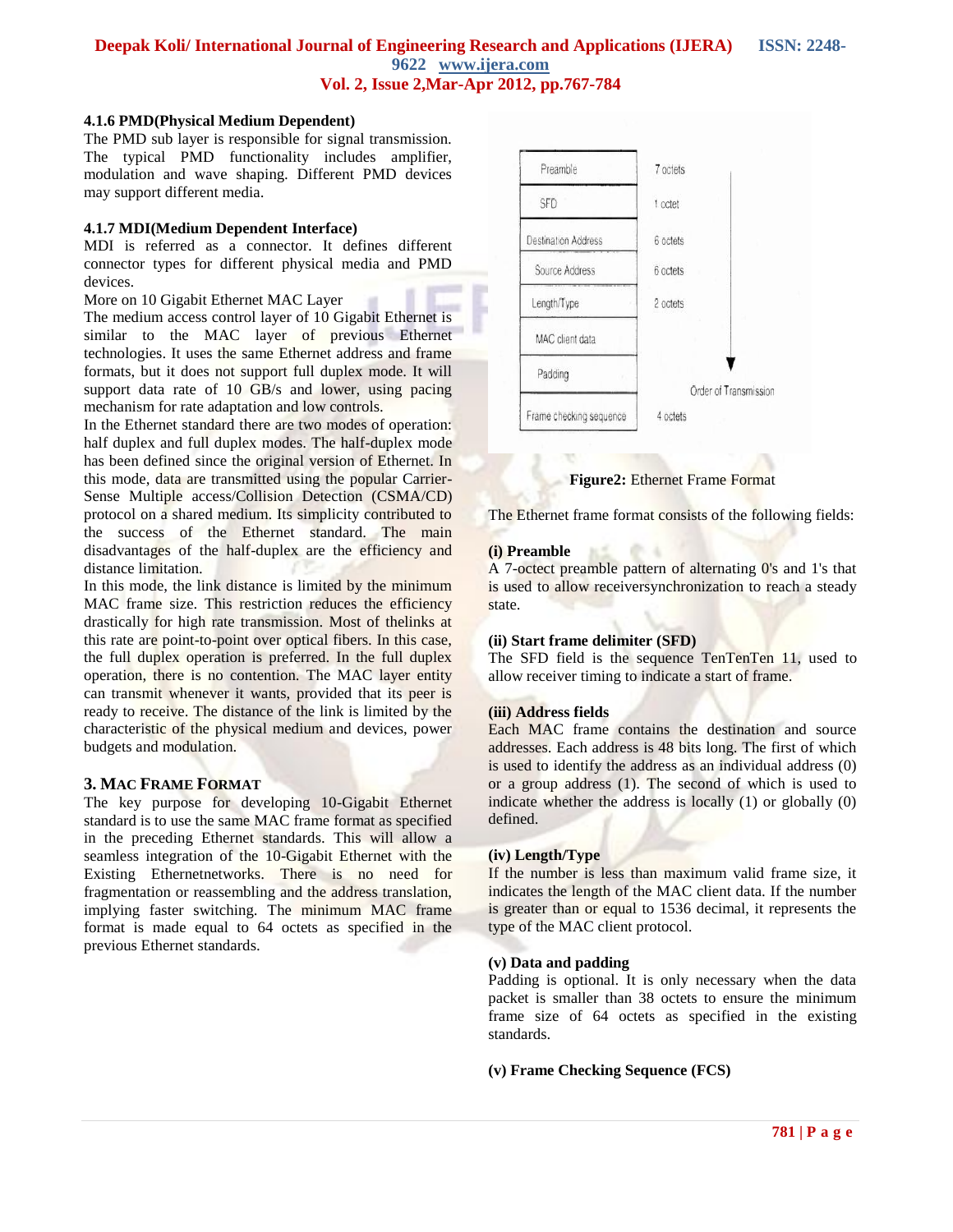#### 4.1.6 PMD(Physical Medium Dependent)

The PMD sub layer is responsible for signal transmission. The typical PMD functionality includes amplifier, modulation and wave shaping. Different PMD devices may support different media.

#### 4.1.7 MDI(Medium Dependent Interface)

MDI is referred as a connector. It defines different connector types for different physical media and PMD devices.

More on 10 Gigabit Ethernet MAC Layer

The medium access control layer of 10 Gigabit Ethernet is similar to the MAC layer of previous Ethernet technologies. It uses the same Ethernet address and frame formats, but it does not support full duplex mode. It will support data rate of 10 GB/s and lower, using pacing mechanism for rate adaptation and low controls.

In the Ethernet standard there are two modes of operation: half duplex and full duplex modes. The half-duplex mode has been defined since the original version of Ethernet. In this mode, data are transmitted using the popular Carrier-Sense Multiple access/Collision Detection (CSMA/CD) protocol on a shared medium. Its simplicity contributed to the success of the Ethernet standard. The main disadvantages of the half-duplex are the efficiency and distance limitation.

In this mode, the link distance is limited by the minimum MAC frame size. This restriction reduces the efficiency drastically for high rate transmission. Most of thelinks at this rate are point-to-point over optical fibers. In this case, the full duplex operation is preferred. In the full duplex operation, there is no contention. The MAC layer entity can transmit whenever it wants, provided that its peer is ready to receive. The distance of the link is limited by the characteristic of the physical medium and devices, power budgets and modulation.

## 3. MAC FRAME FORMAT

The key purpose for developing 10-Gigabit Ethernet standard is to use the same MAC frame format as specified in the preceding Ethernet standards. This will allow a seamless integration of the 10-Gigabit Ethernet with the Existing Ethernetnetworks. There is no need for fragmentation or reassembling and the address translation, implying faster switching. The minimum MAC frame format is made equal to 64 octets as specified in the previous Ethernet standards.

| Field | Size |
|---|---|
| Preamble | 7 octets |
| SFD | 1 octet |
| Destination Address | 6 octets |
| Source Address | 6 octets |
| Length/Type | 2 octets |
| MAC client data | |
| Padding | |
| Frame checking sequence | 4 octets |

Order of Transmission

**Figure2:** Ethernet Frame Format

The Ethernet frame format consists of the following fields:

**(i) Preamble**

A 7-octect preamble pattern of alternating 0's and 1's that is used to allow receiversynchronization to reach a steady state.

**(ii) Start frame delimiter (SFD)**

The SFD field is the sequence TenTenTen 11, used to allow receiver timing to indicate a start of frame.

**(iii) Address fields**

Each MAC frame contains the destination and source addresses. Each address is 48 bits long. The first of which is used to identify the address as an individual address (0) or a group address (1). The second of which is used to indicate whether the address is locally (1) or globally (0) defined.

**(iv) Length/Type**

If the number is less than maximum valid frame size, it indicates the length of the MAC client data. If the number is greater than or equal to 1536 decimal, it represents the type of the MAC client protocol.

**(v) Data and padding**

Padding is optional. It is only necessary when the data packet is smaller than 38 octets to ensure the minimum frame size of 64 octets as specified in the existing standards.

**(v) Frame Checking Sequence (FCS)**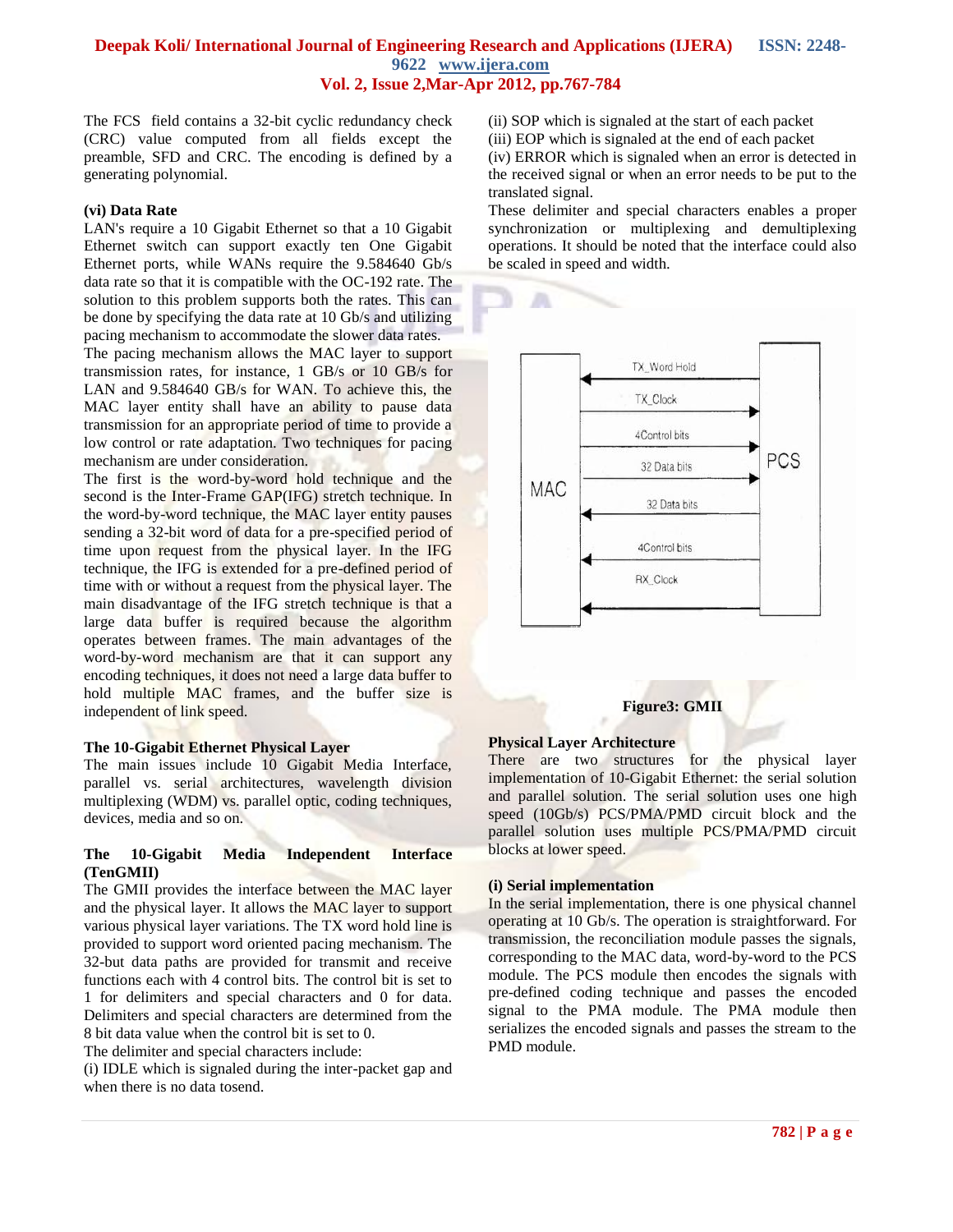The FCS field contains a 32-bit cyclic redundancy check (CRC) value computed from all fields except the preamble, SFD and CRC. The encoding is defined by a generating polynomial.

**(vi) Data Rate**

LAN's require a 10 Gigabit Ethernet so that a 10 Gigabit Ethernet switch can support exactly ten One Gigabit Ethernet ports, while WANs require the 9.584640 Gb/s data rate so that it is compatible with the OC-192 rate. The solution to this problem supports both the rates. This can be done by specifying the data rate at 10 Gb/s and utilizing pacing mechanism to accommodate the slower data rates.

The pacing mechanism allows the MAC layer to support transmission rates, for instance, 1 GB/s or 10 GB/s for LAN and 9.584640 GB/s for WAN. To achieve this, the MAC layer entity shall have an ability to pause data transmission for an appropriate period of time to provide a low control or rate adaptation. Two techniques for pacing mechanism are under consideration.

The first is the word-by-word hold technique and the second is the Inter-Frame GAP(IFG) stretch technique. In the word-by-word technique, the MAC layer entity pauses sending a 32-bit word of data for a pre-specified period of time upon request from the physical layer. In the IFG technique, the IFG is extended for a pre-defined period of time with or without a request from the physical layer. The main disadvantage of the IFG stretch technique is that a large data buffer is required because the algorithm operates between frames. The main advantages of the word-by-word mechanism are that it can support any encoding techniques, it does not need a large data buffer to hold multiple MAC frames, and the buffer size is independent of link speed.

**The 10-Gigabit Ethernet Physical Layer**

The main issues include 10 Gigabit Media Interface, parallel vs. serial architectures, wavelength division multiplexing (WDM) vs. parallel optic, coding techniques, devices, media and so on.

**The 10-Gigabit Media Independent Interface (TenGMII)**

The GMII provides the interface between the MAC layer and the physical layer. It allows the MAC layer to support various physical layer variations. The TX word hold line is provided to support word oriented pacing mechanism. The 32-but data paths are provided for transmit and receive functions each with 4 control bits. The control bit is set to 1 for delimiters and special characters and 0 for data. Delimiters and special characters are determined from the 8 bit data value when the control bit is set to 0.

The delimiter and special characters include:

(i) IDLE which is signaled during the inter-packet gap and when there is no data tosend.

(ii) SOP which is signaled at the start of each packet

(iii) EOP which is signaled at the end of each packet

(iv) ERROR which is signaled when an error is detected in the received signal or when an error needs to be put to the translated signal.

These delimiter and special characters enables a proper synchronization or multiplexing and demultiplexing operations. It should be noted that the interface could also be scaled in speed and width.

**Figure3: GMII**

**Physical Layer Architecture**

There are two structures for the physical layer implementation of 10-Gigabit Ethernet: the serial solution and parallel solution. The serial solution uses one high speed (10Gb/s) PCS/PMA/PMD circuit block and the parallel solution uses multiple PCS/PMA/PMD circuit blocks at lower speed.

**(i) Serial implementation**

In the serial implementation, there is one physical channel operating at 10 Gb/s. The operation is straightforward. For transmission, the reconciliation module passes the signals, corresponding to the MAC data, word-by-word to the PCS module. The PCS module then encodes the signals with pre-defined coding technique and passes the encoded signal to the PMA module. The PMA module then serializes the encoded signals and passes the stream to the PMD module.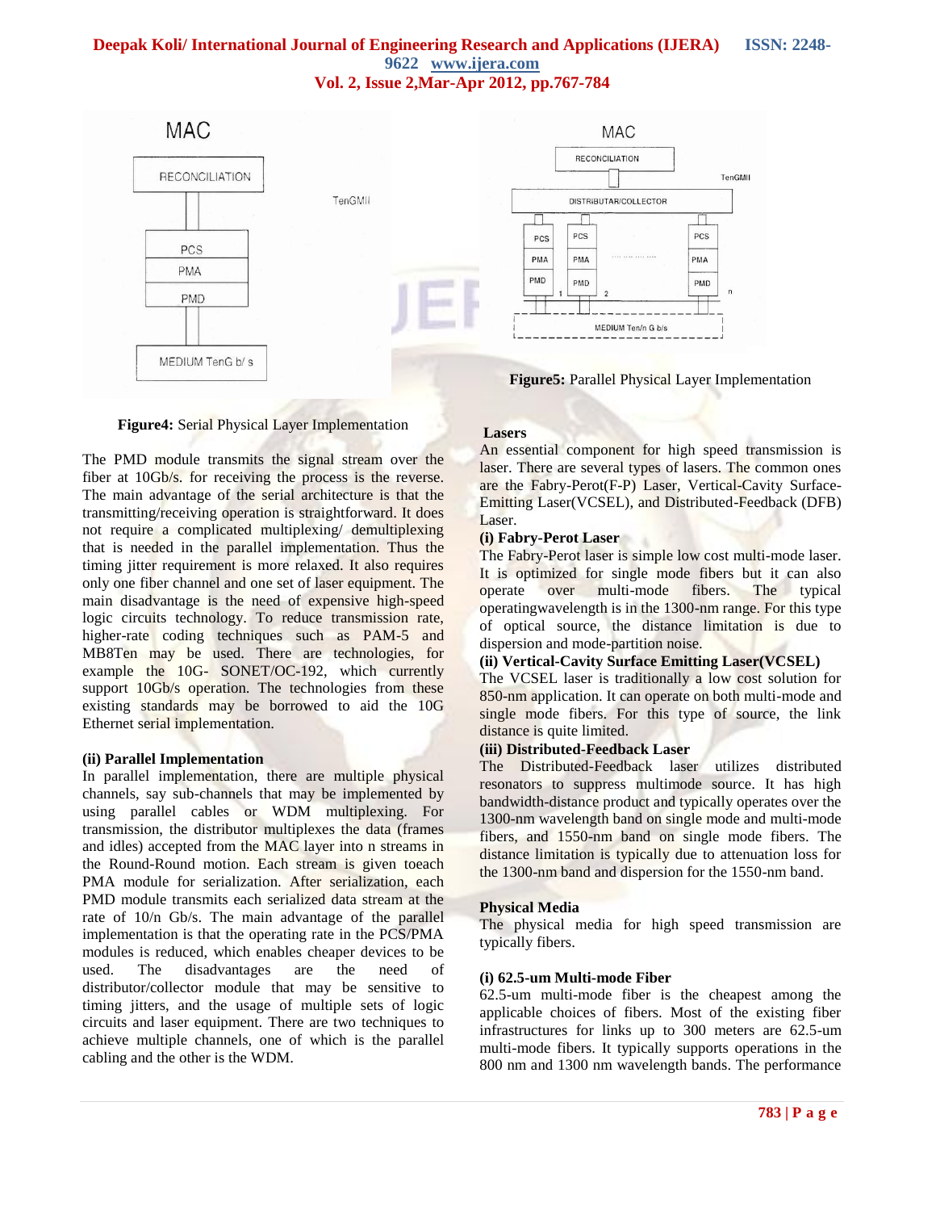**Figure4:** Serial Physical Layer Implementation

The PMD module transmits the signal stream over the fiber at 10Gb/s. for receiving the process is the reverse. The main advantage of the serial architecture is that the transmitting/receiving operation is straightforward. It does not require a complicated multiplexing/ demultiplexing that is needed in the parallel implementation. Thus the timing jitter requirement is more relaxed. It also requires only one fiber channel and one set of laser equipment. The main disadvantage is the need of expensive high-speed logic circuits technology. To reduce transmission rate, higher-rate coding techniques such as PAM-5 and MB8Ten may be used. There are technologies, for example the 10G- SONET/OC-192, which currently support 10Gb/s operation. The technologies from these existing standards may be borrowed to aid the 10G Ethernet serial implementation.

**(ii) Parallel Implementation**

In parallel implementation, there are multiple physical channels, say sub-channels that may be implemented by using parallel cables or WDM multiplexing. For transmission, the distributor multiplexes the data (frames and idles) accepted from the MAC layer into n streams in the Round-Round motion. Each stream is given toeach PMA module for serialization. After serialization, each PMD module transmits each serialized data stream at the rate of 10/n Gb/s. The main advantage of the parallel implementation is that the operating rate in the PCS/PMA modules is reduced, which enables cheaper devices to be used. The disadvantages are the need of distributor/collector module that may be sensitive to timing jitters, and the usage of multiple sets of logic circuits and laser equipment. There are two techniques to achieve multiple channels, one of which is the parallel cabling and the other is the WDM.

**Figure5:** Parallel Physical Layer Implementation

**Lasers**

An essential component for high speed transmission is laser. There are several types of lasers. The common ones are the Fabry-Perot(F-P) Laser, Vertical-Cavity Surface-Emitting Laser(VCSEL), and Distributed-Feedback (DFB) Laser.

**(i) Fabry-Perot Laser**

The Fabry-Perot laser is simple low cost multi-mode laser. It is optimized for single mode fibers but it can also operate over multi-mode fibers. The typical operatingwavelength is in the 1300-nm range. For this type of optical source, the distance limitation is due to dispersion and mode-partition noise.

**(ii) Vertical-Cavity Surface Emitting Laser(VCSEL)**

The VCSEL laser is traditionally a low cost solution for 850-nm application. It can operate on both multi-mode and single mode fibers. For this type of source, the link distance is quite limited.

**(iii) Distributed-Feedback Laser**

The Distributed-Feedback laser utilizes distributed resonators to suppress multimode source. It has high bandwidth-distance product and typically operates over the 1300-nm wavelength band on single mode and multi-mode fibers, and 1550-nm band on single mode fibers. The distance limitation is typically due to attenuation loss for the 1300-nm band and dispersion for the 1550-nm band.

**Physical Media**

The physical media for high speed transmission are typically fibers.

**(i) 62.5-um Multi-mode Fiber**

62.5-um multi-mode fiber is the cheapest among the applicable choices of fibers. Most of the existing fiber infrastructures for links up to 300 meters are 62.5-um multi-mode fibers. It typically supports operations in the 800 nm and 1300 nm wavelength bands. The performance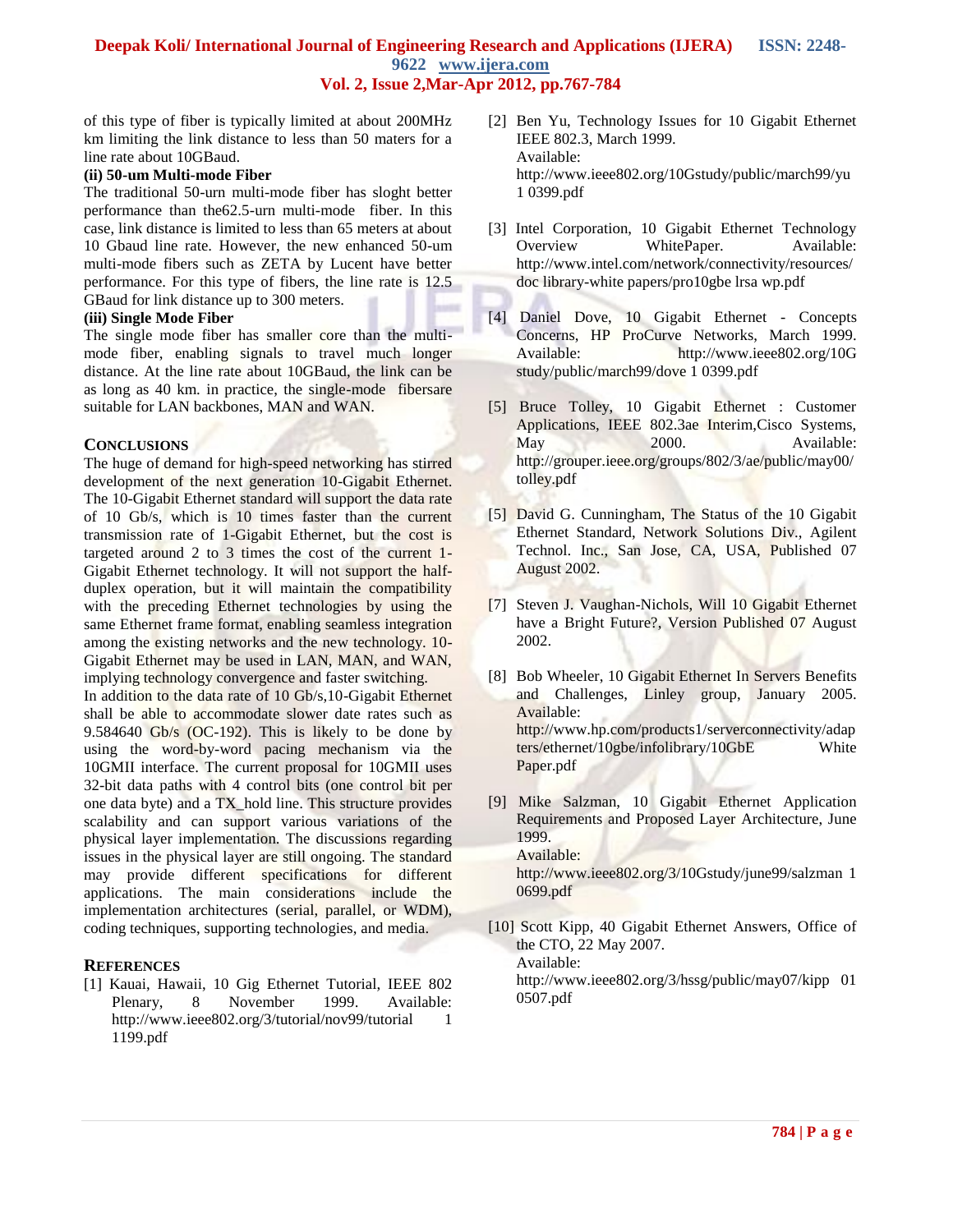of this type of fiber is typically limited at about 200MHz km limiting the link distance to less than 50 maters for a line rate about 10GBaud.

**(ii) 50-um Multi-mode Fiber**

The traditional 50-urn multi-mode fiber has sloght better performance than the62.5-urn multi-mode fiber. In this case, link distance is limited to less than 65 meters at about 10 Gbaud line rate. However, the new enhanced 50-um multi-mode fibers such as ZETA by Lucent have better performance. For this type of fibers, the line rate is 12.5 GBaud for link distance up to 300 meters.

**(iii) Single Mode Fiber**

The single mode fiber has smaller core than the multi-mode fiber, enabling signals to travel much longer distance. At the line rate about 10GBaud, the link can be as long as 40 km. in practice, the single-mode fibersare suitable for LAN backbones, MAN and WAN.

## CONCLUSIONS

The huge of demand for high-speed networking has stirred development of the next generation 10-Gigabit Ethernet. The 10-Gigabit Ethernet standard will support the data rate of 10 Gb/s, which is 10 times faster than the current transmission rate of 1-Gigabit Ethernet, but the cost is targeted around 2 to 3 times the cost of the current 1-Gigabit Ethernet technology. It will not support the half-duplex operation, but it will maintain the compatibility with the preceding Ethernet technologies by using the same Ethernet frame format, enabling seamless integration among the existing networks and the new technology. 10-Gigabit Ethernet may be used in LAN, MAN, and WAN, implying technology convergence and faster switching.

In addition to the data rate of 10 Gb/s,10-Gigabit Ethernet shall be able to accommodate slower date rates such as 9.584640 Gb/s (OC-192). This is likely to be done by using the word-by-word pacing mechanism via the 10GMII interface. The current proposal for 10GMII uses 32-bit data paths with 4 control bits (one control bit per one data byte) and a TX_hold line. This structure provides scalability and can support various variations of the physical layer implementation. The discussions regarding issues in the physical layer are still ongoing. The standard may provide different specifications for different applications. The main considerations include the implementation architectures (serial, parallel, or WDM), coding techniques, supporting technologies, and media.

## REFERENCES

[1] Kauai, Hawaii, 10 Gig Ethernet Tutorial, IEEE 802 Plenary, 8 November 1999. Available: http://www.ieee802.org/3/tutorial/nov99/tutorial 1 1199.pdf

[2] Ben Yu, Technology Issues for 10 Gigabit Ethernet IEEE 802.3, March 1999. Available: http://www.ieee802.org/10Gstudy/public/march99/yu 1 0399.pdf

[3] Intel Corporation, 10 Gigabit Ethernet Technology Overview WhitePaper. Available: http://www.intel.com/network/connectivity/resources/doc library-white papers/pro10gbe lrsa wp.pdf

[4] Daniel Dove, 10 Gigabit Ethernet - Concepts Concerns, HP ProCurve Networks, March 1999. Available: http://www.ieee802.org/10G study/public/march99/dove 1 0399.pdf

[5] Bruce Tolley, 10 Gigabit Ethernet : Customer Applications, IEEE 802.3ae Interim,Cisco Systems, May 2000. Available: http://grouper.ieee.org/groups/802/3/ae/public/may00/tolley.pdf

[5] David G. Cunningham, The Status of the 10 Gigabit Ethernet Standard, Network Solutions Div., Agilent Technol. Inc., San Jose, CA, USA, Published 07 August 2002.

[7] Steven J. Vaughan-Nichols, Will 10 Gigabit Ethernet have a Bright Future?, Version Published 07 August 2002.

[8] Bob Wheeler, 10 Gigabit Ethernet In Servers Benefits and Challenges, Linley group, January 2005. Available: http://www.hp.com/products1/serverconnectivity/adapters/ethernet/10gbe/infolibrary/10GbE White Paper.pdf

[9] Mike Salzman, 10 Gigabit Ethernet Application Requirements and Proposed Layer Architecture, June 1999. Available: http://www.ieee802.org/3/10Gstudy/june99/salzman 1 0699.pdf

[10] Scott Kipp, 40 Gigabit Ethernet Answers, Office of the CTO, 22 May 2007. Available: http://www.ieee802.org/3/hssg/public/may07/kipp 01 0507.pdf